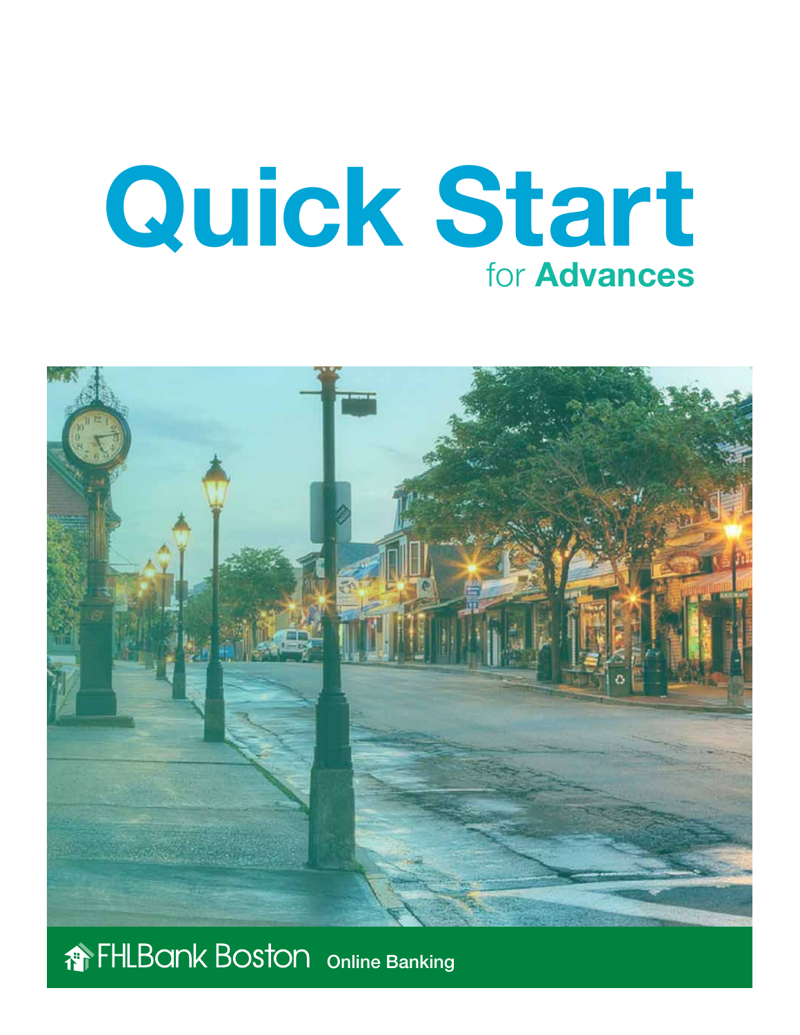# Quick Start

## for **Advances**

FHLBank Boston **Online Banking**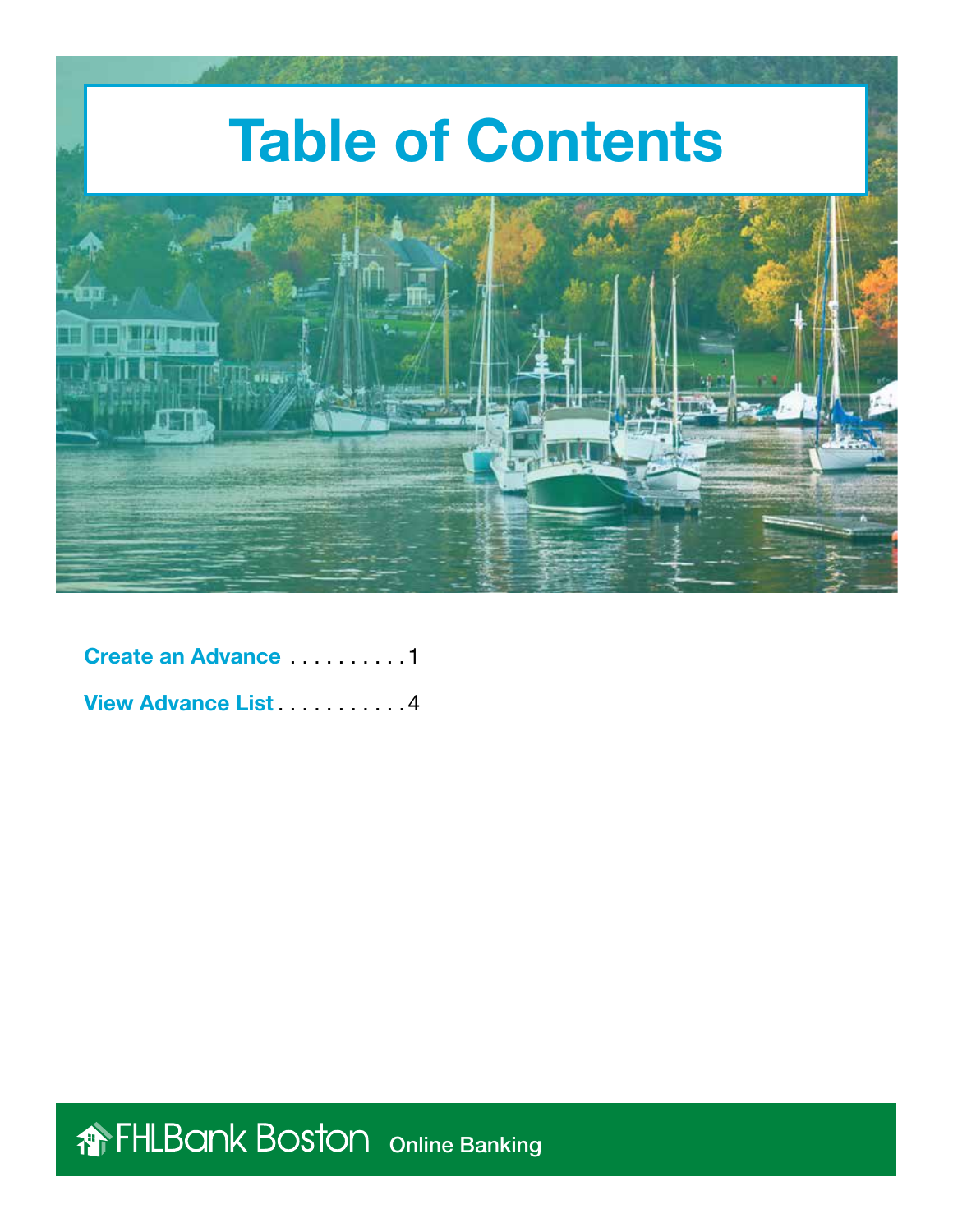# Table of Contents

Create an Advance . . . . . . . . . . 1

View Advance List . . . . . . . . . . . 4

FHLBank Boston Online Banking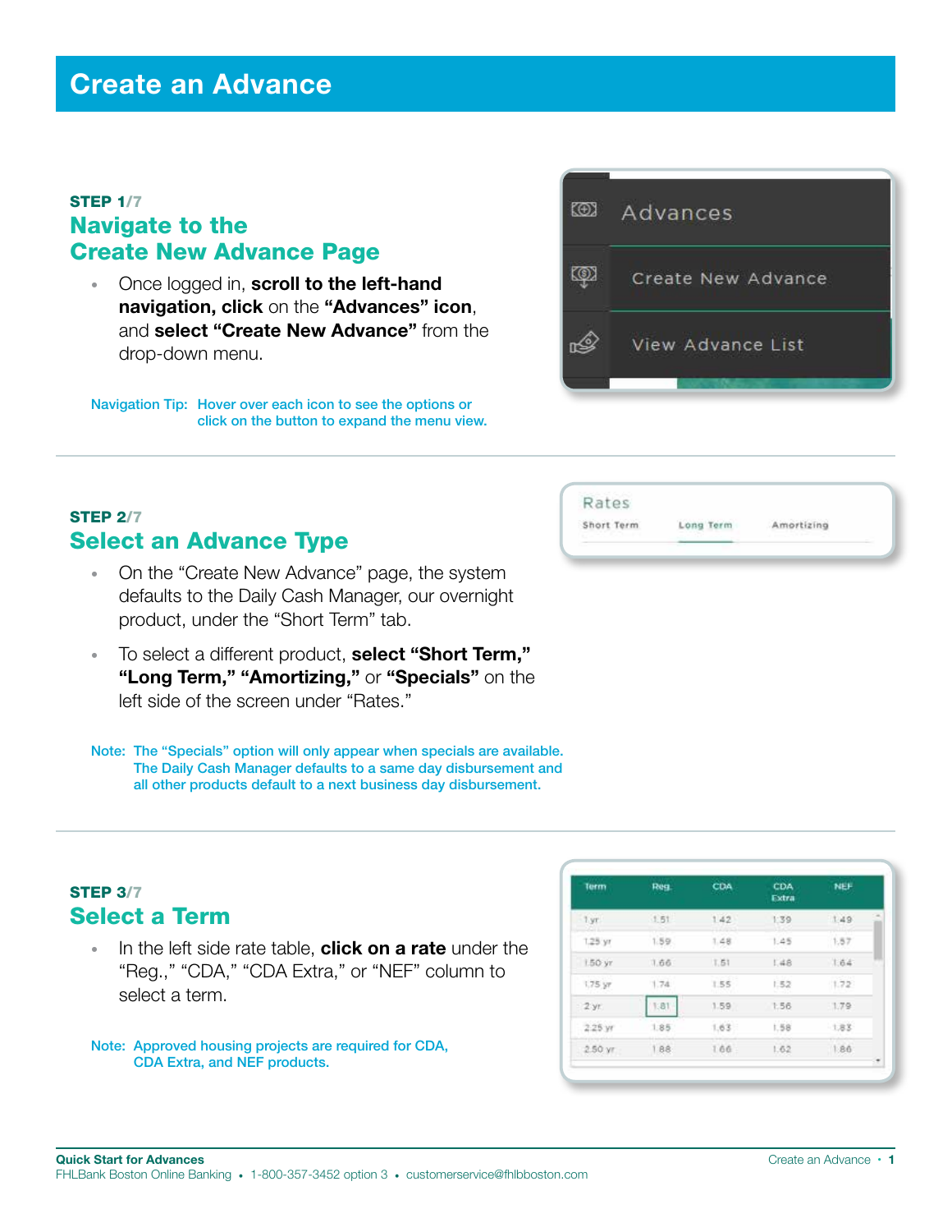# Create an Advance

**STEP 1/7**

## Navigate to the Create New Advance Page

- Once logged in, **scroll to the left-hand navigation, click** on the **"Advances" icon**, and **select "Create New Advance"** from the drop-down menu.

Navigation Tip: Hover over each icon to see the options or click on the button to expand the menu view.

Advances
Create New Advance
View Advance List

---

**STEP 2/7**

## Select an Advance Type

- On the "Create New Advance" page, the system defaults to the Daily Cash Manager, our overnight product, under the "Short Term" tab.
- To select a different product, **select "Short Term," "Long Term," "Amortizing,"** or **"Specials"** on the left side of the screen under "Rates."

Note: The "Specials" option will only appear when specials are available. The Daily Cash Manager defaults to a same day disbursement and all other products default to a next business day disbursement.

Rates
Short Term | Long Term | Amortizing

---

**STEP 3/7**

## Select a Term

- In the left side rate table, **click on a rate** under the "Reg.," "CDA," "CDA Extra," or "NEF" column to select a term.

Note: Approved housing projects are required for CDA, CDA Extra, and NEF products.

| Term | Reg. | CDA | CDA Extra | NEF |
|---|---|---|---|---|
| 1 yr | 1.51 | 1.42 | 1.39 | 1.49 |
| 1.25 yr | 1.59 | 1.48 | 1.45 | 1.57 |
| 1.50 yr | 1.66 | 1.51 | 1.48 | 1.64 |
| 1.75 yr | 1.74 | 1.55 | 1.52 | 1.72 |
| 2 yr | 1.81 | 1.59 | 1.56 | 1.79 |
| 2.25 yr | 1.85 | 1.63 | 1.58 | 1.83 |
| 2.50 yr | 1.88 | 1.66 | 1.62 | 1.86 |

Quick Start for Advances
FHLBank Boston Online Banking • 1-800-357-3452 option 3 • customerservice@fhlbboston.com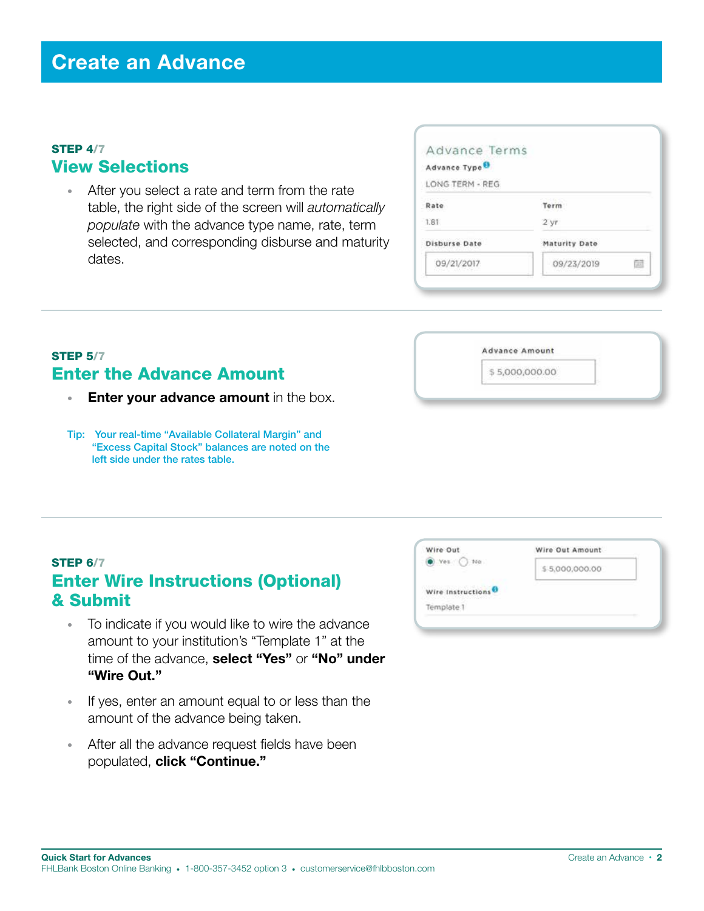# Create an Advance

**STEP 4/7**

## View Selections

- After you select a rate and term from the rate table, the right side of the screen will *automatically populate* with the advance type name, rate, term selected, and corresponding disburse and maturity dates.

Advance Terms

Advance Type

LONG TERM - REG

| Rate | Term |
| --- | --- |
| 1.81 | 2 yr |

| Disburse Date | Maturity Date |
| --- | --- |
| 09/21/2017 | 09/23/2019 |

**STEP 5/7**

## Enter the Advance Amount

- **Enter your advance amount** in the box.

Tip: Your real-time "Available Collateral Margin" and "Excess Capital Stock" balances are noted on the left side under the rates table.

Advance Amount

$ 5,000,000.00

**STEP 6/7**

## Enter Wire Instructions (Optional) & Submit

- To indicate if you would like to wire the advance amount to your institution's "Template 1" at the time of the advance, **select "Yes"** or **"No" under "Wire Out."**
- If yes, enter an amount equal to or less than the amount of the advance being taken.
- After all the advance request fields have been populated, **click "Continue."**

Wire Out: Yes / No

Wire Out Amount: $ 5,000,000.00

Wire Instructions: Template 1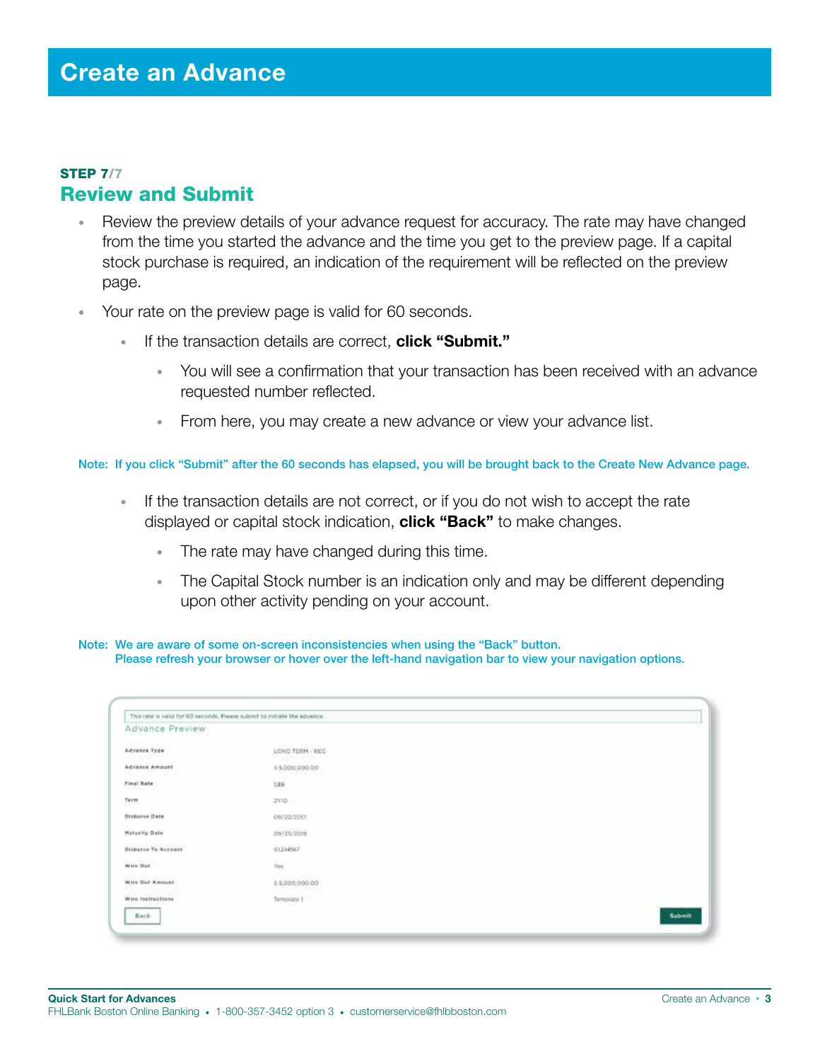# Create an Advance

**STEP 7/7**

## Review and Submit

- Review the preview details of your advance request for accuracy. The rate may have changed from the time you started the advance and the time you get to the preview page. If a capital stock purchase is required, an indication of the requirement will be reflected on the preview page.
- Your rate on the preview page is valid for 60 seconds.
  - If the transaction details are correct, **click "Submit."**
    - You will see a confirmation that your transaction has been received with an advance requested number reflected.
    - From here, you may create a new advance or view your advance list.

Note: If you click "Submit" after the 60 seconds has elapsed, you will be brought back to the Create New Advance page.

  - If the transaction details are not correct, or if you do not wish to accept the rate displayed or capital stock indication, **click "Back"** to make changes.
    - The rate may have changed during this time.
    - The Capital Stock number is an indication only and may be different depending upon other activity pending on your account.

Note: We are aware of some on-screen inconsistencies when using the "Back" button. Please refresh your browser or hover over the left-hand navigation bar to view your navigation options.

This rate is valid for 60 seconds. Please submit to initiate the advance.

Advance Preview

| | |
|---|---|
| Advance Type | LONG TERM - REG |
| Advance Amount | $ 5,000,000.00 |
| Final Rate | 1.85 |
| Term | 2YID |
| Disburse Date | 09/22/2017 |
| Maturity Date | 09/23/2019 |
| Disburse To Account | 01234567 |
| Wire Out | Yes |
| Wire Out Amount | $ 5,000,000.00 |
| Wire Instructions | Template 1 |

Back    Submit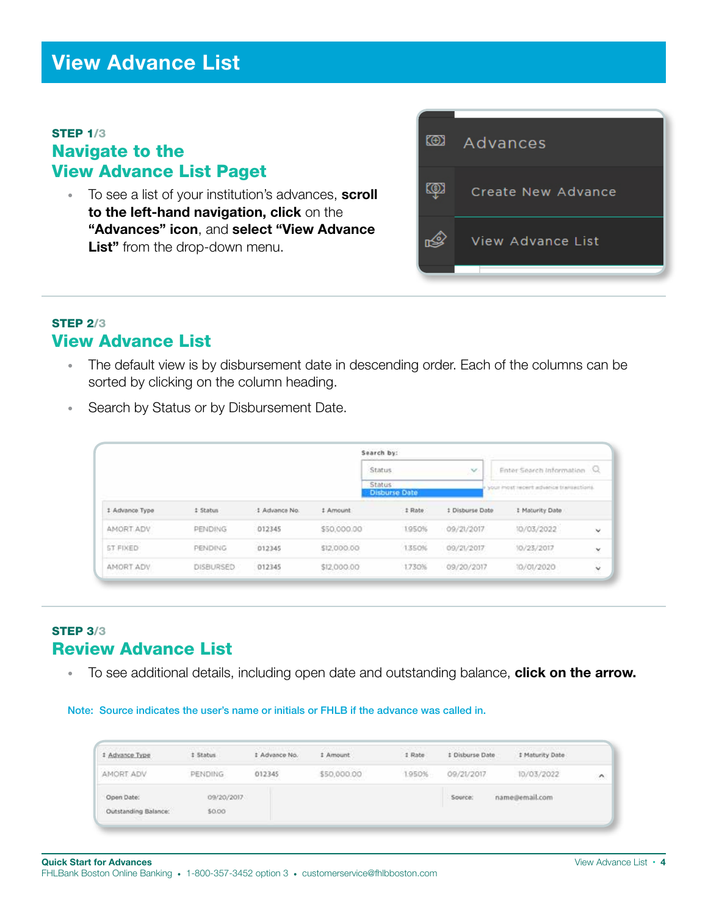# View Advance List

**STEP 1/3**

## Navigate to the View Advance List Paget

- To see a list of your institution's advances, **scroll to the left-hand navigation, click** on the **"Advances" icon**, and **select "View Advance List"** from the drop-down menu.

Advances

Create New Advance

View Advance List

**STEP 2/3**

## View Advance List

- The default view is by disbursement date in descending order. Each of the columns can be sorted by clicking on the column heading.
- Search by Status or by Disbursement Date.

Search by:

Status

Status

Disburse Date

Enter Search Information

your most recent advance transactions

| Advance Type | Status | Advance No. | Amount | Rate | Disburse Date | Maturity Date |
|---|---|---|---|---|---|---|
| AMORT ADV | PENDING | 012345 | $50,000.00 | 1.950% | 09/21/2017 | 10/03/2022 |
| ST FIXED | PENDING | 012345 | $12,000.00 | 1.350% | 09/21/2017 | 10/23/2017 |
| AMORT ADV | DISBURSED | 012345 | $12,000.00 | 1.730% | 09/20/2017 | 10/01/2020 |

**STEP 3/3**

## Review Advance List

- To see additional details, including open date and outstanding balance, **click on the arrow.**

Note: Source indicates the user's name or initials or FHLB if the advance was called in.

| Advance Type | Status | Advance No. | Amount | Rate | Disburse Date | Maturity Date |
|---|---|---|---|---|---|---|
| AMORT ADV | PENDING | 012345 | $50,000.00 | 1.950% | 09/21/2017 | 10/03/2022 |

Open Date: 09/20/2017

Outstanding Balance: $0.00

Source: name@email.com

**Quick Start for Advances**
FHLBank Boston Online Banking • 1-800-357-3452 option 3 • customerservice@fhlbboston.com